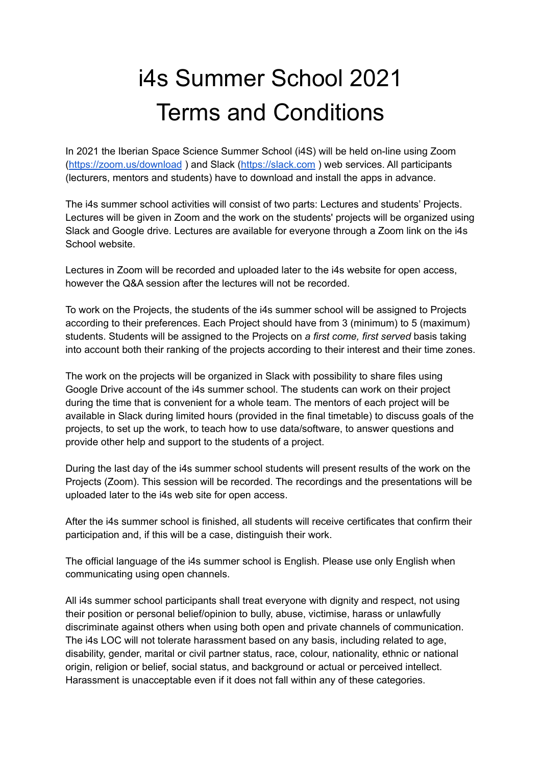# i4s Summer School 2021
# Terms and Conditions

In 2021 the Iberian Space Science Summer School (i4S) will be held on-line using Zoom (https://zoom.us/download ) and Slack (https://slack.com ) web services. All participants (lecturers, mentors and students) have to download and install the apps in advance.

The i4s summer school activities will consist of two parts: Lectures and students' Projects. Lectures will be given in Zoom and the work on the students' projects will be organized using Slack and Google drive. Lectures are available for everyone through a Zoom link on the i4s School website.

Lectures in Zoom will be recorded and uploaded later to the i4s website for open access, however the Q&A session after the lectures will not be recorded.

To work on the Projects, the students of the i4s summer school will be assigned to Projects according to their preferences. Each Project should have from 3 (minimum) to 5 (maximum) students. Students will be assigned to the Projects on *a first come, first served* basis taking into account both their ranking of the projects according to their interest and their time zones.

The work on the projects will be organized in Slack with possibility to share files using Google Drive account of the i4s summer school. The students can work on their project during the time that is convenient for a whole team. The mentors of each project will be available in Slack during limited hours (provided in the final timetable) to discuss goals of the projects, to set up the work, to teach how to use data/software, to answer questions and provide other help and support to the students of a project.

During the last day of the i4s summer school students will present results of the work on the Projects (Zoom). This session will be recorded. The recordings and the presentations will be uploaded later to the i4s web site for open access.

After the i4s summer school is finished, all students will receive certificates that confirm their participation and, if this will be a case, distinguish their work.

The official language of the i4s summer school is English. Please use only English when communicating using open channels.

All i4s summer school participants shall treat everyone with dignity and respect, not using their position or personal belief/opinion to bully, abuse, victimise, harass or unlawfully discriminate against others when using both open and private channels of communication. The i4s LOC will not tolerate harassment based on any basis, including related to age, disability, gender, marital or civil partner status, race, colour, nationality, ethnic or national origin, religion or belief, social status, and background or actual or perceived intellect. Harassment is unacceptable even if it does not fall within any of these categories.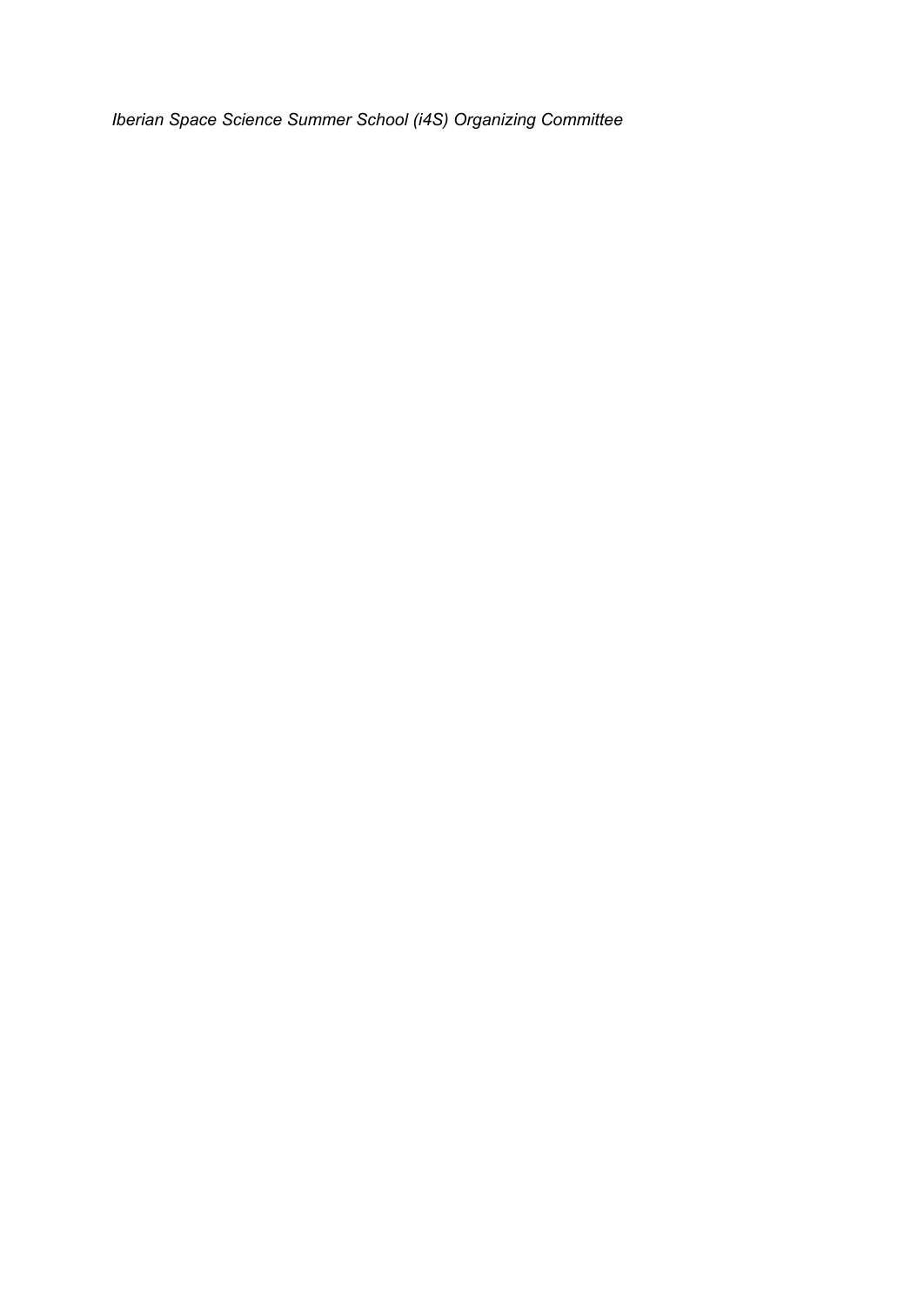*Iberian Space Science Summer School (i4S) Organizing Committee*